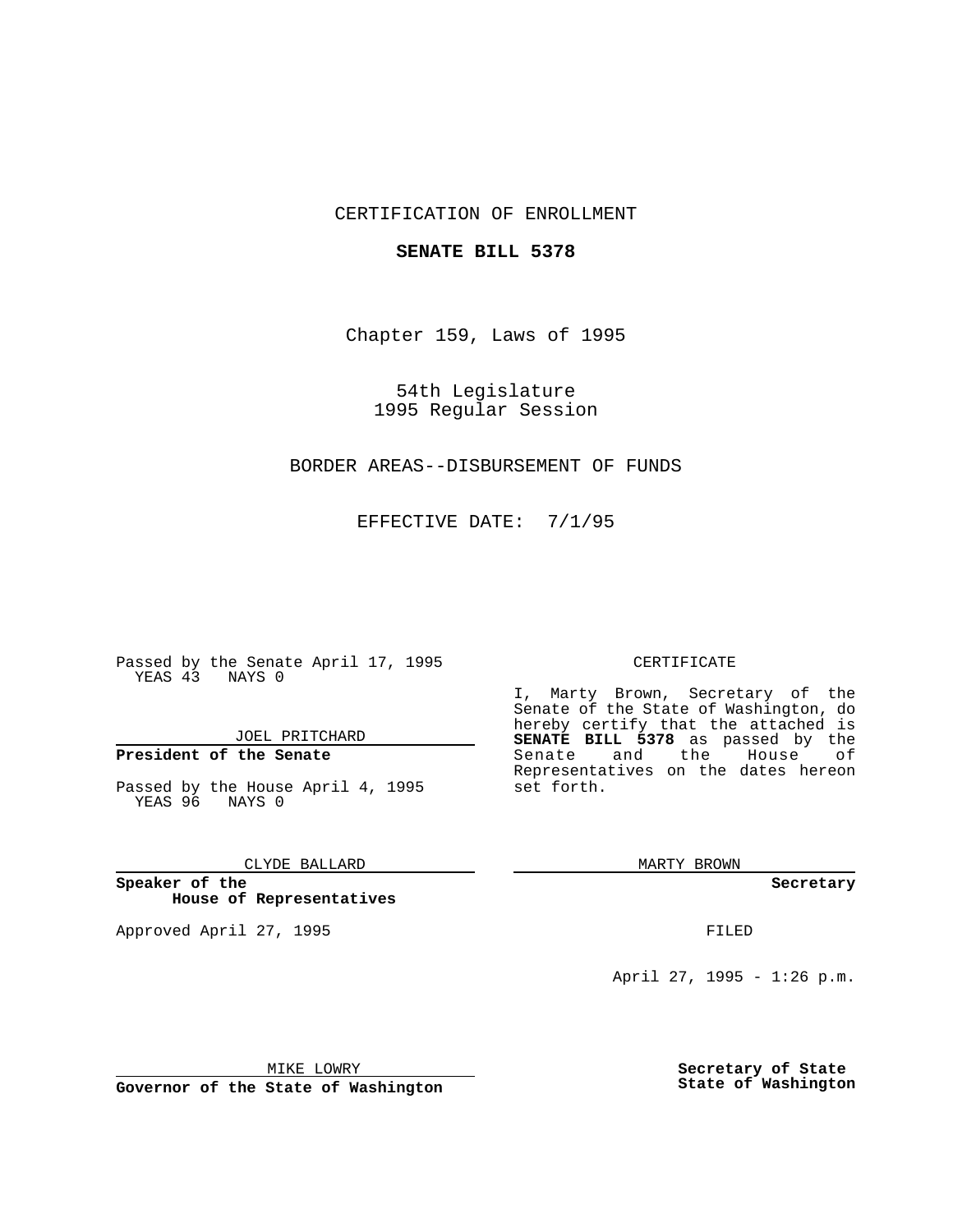CERTIFICATION OF ENROLLMENT

**SENATE BILL 5378**

Chapter 159, Laws of 1995

54th Legislature
1995 Regular Session

BORDER AREAS--DISBURSEMENT OF FUNDS

EFFECTIVE DATE: 7/1/95

Passed by the Senate April 17, 1995
YEAS 43 NAYS 0

JOEL PRITCHARD

**President of the Senate**

Passed by the House April 4, 1995
YEAS 96 NAYS 0

CLYDE BALLARD

**Speaker of the House of Representatives**

Approved April 27, 1995

MIKE LOWRY

**Governor of the State of Washington**

CERTIFICATE

I, Marty Brown, Secretary of the Senate of the State of Washington, do hereby certify that the attached is **SENATE BILL 5378** as passed by the Senate and the House of Representatives on the dates hereon set forth.

MARTY BROWN

**Secretary**

FILED

April 27, 1995 - 1:26 p.m.

**Secretary of State**
**State of Washington**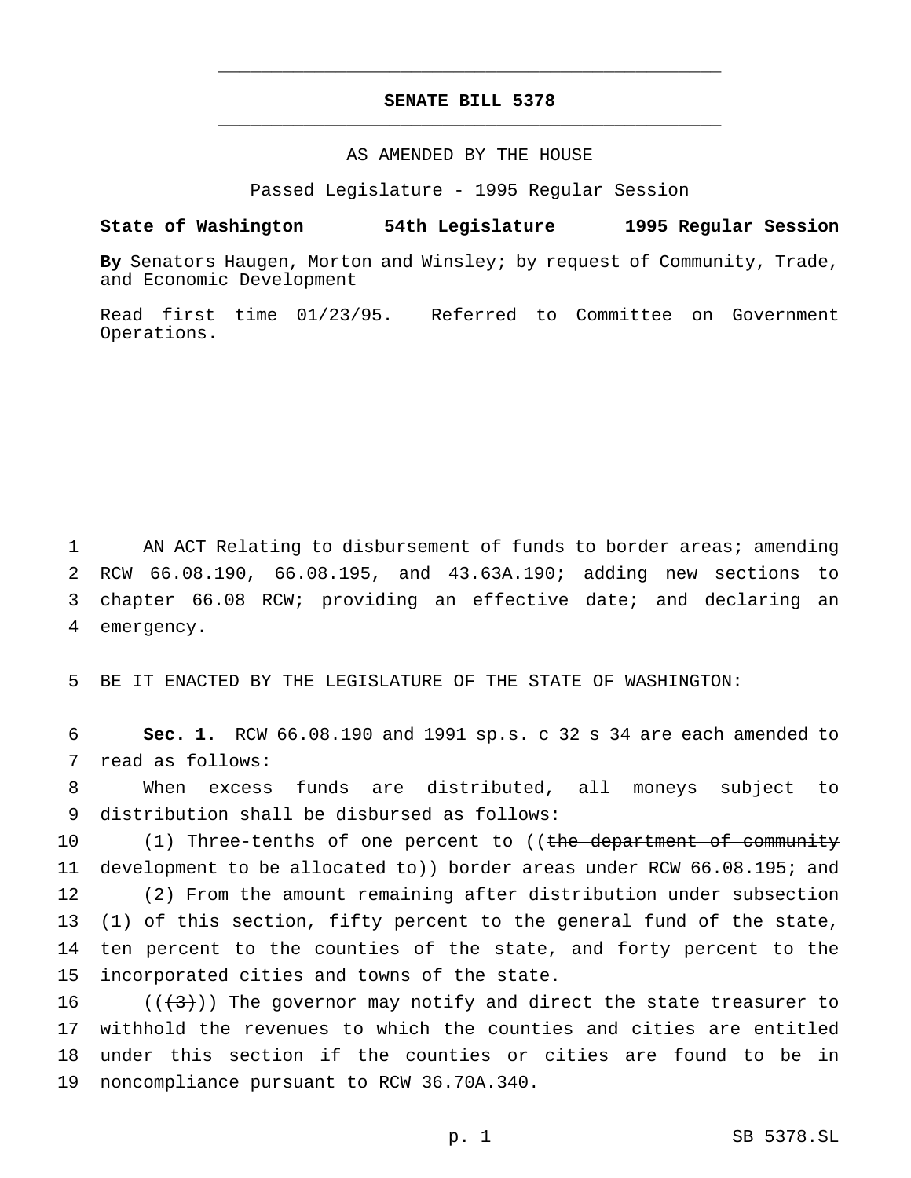# SENATE BILL 5378

AS AMENDED BY THE HOUSE

Passed Legislature - 1995 Regular Session

**State of Washington 54th Legislature 1995 Regular Session**

**By** Senators Haugen, Morton and Winsley; by request of Community, Trade, and Economic Development

Read first time 01/23/95. Referred to Committee on Government Operations.

1 AN ACT Relating to disbursement of funds to border areas; amending
2 RCW 66.08.190, 66.08.195, and 43.63A.190; adding new sections to
3 chapter 66.08 RCW; providing an effective date; and declaring an
4 emergency.

5 BE IT ENACTED BY THE LEGISLATURE OF THE STATE OF WASHINGTON:

6 **Sec. 1.** RCW 66.08.190 and 1991 sp.s. c 32 s 34 are each amended to
7 read as follows:

8 When excess funds are distributed, all moneys subject to
9 distribution shall be disbursed as follows:

10 (1) Three-tenths of one percent to ((~~the department of community~~
11 ~~development to be allocated to~~)) border areas under RCW 66.08.195; and

12 (2) From the amount remaining after distribution under subsection
13 (1) of this section, fifty percent to the general fund of the state,
14 ten percent to the counties of the state, and forty percent to the
15 incorporated cities and towns of the state.

16 ((~~(3)~~)) The governor may notify and direct the state treasurer to
17 withhold the revenues to which the counties and cities are entitled
18 under this section if the counties or cities are found to be in
19 noncompliance pursuant to RCW 36.70A.340.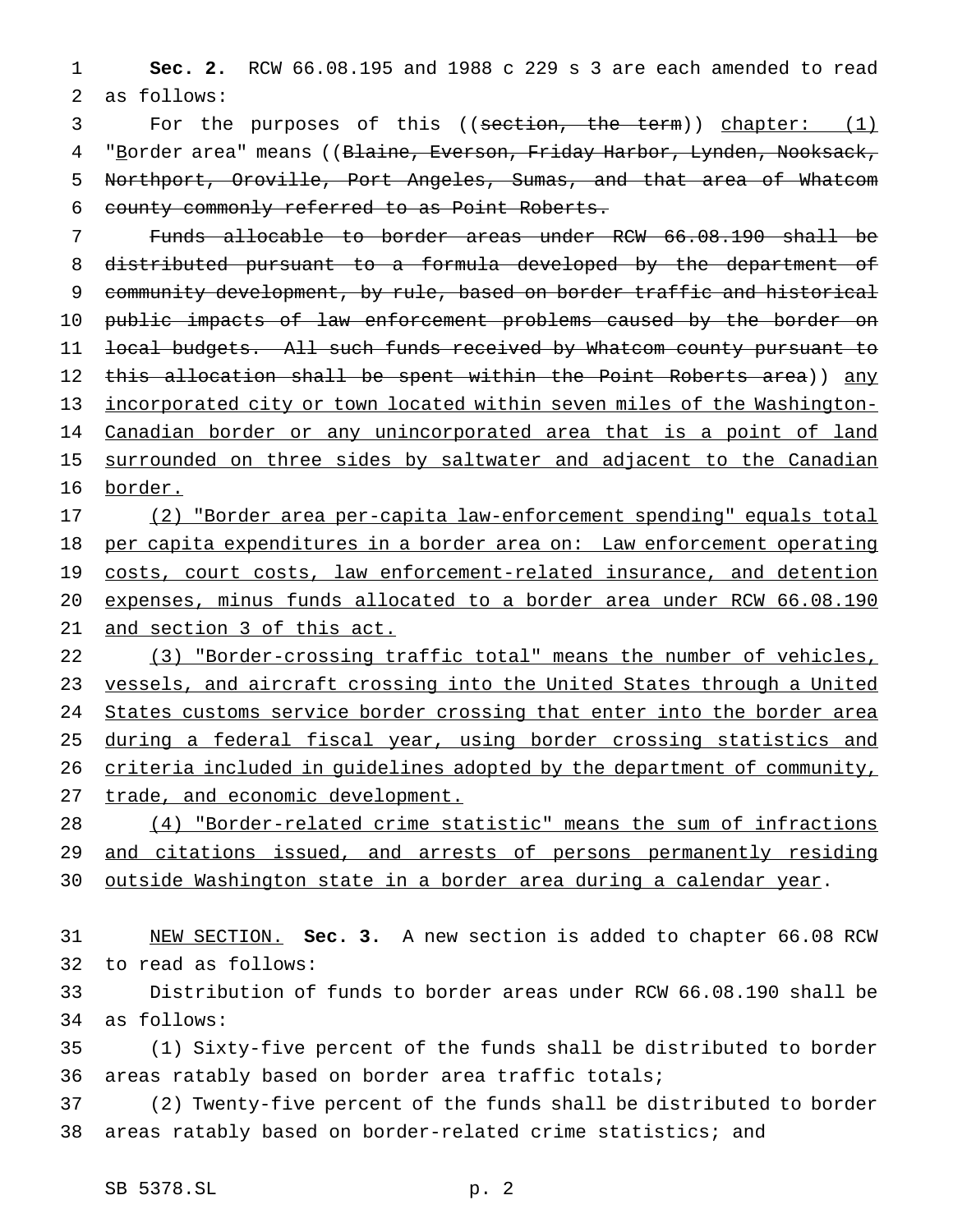**Sec. 2.** RCW 66.08.195 and 1988 c 229 s 3 are each amended to read as follows:

For the purposes of this ((~~section, the term~~)) <u>chapter: (1)</u> "<u>B</u>order area" means ((~~Blaine, Everson, Friday Harbor, Lynden, Nooksack, Northport, Oroville, Port Angeles, Sumas, and that area of Whatcom county commonly referred to as Point Roberts.~~

~~Funds allocable to border areas under RCW 66.08.190 shall be distributed pursuant to a formula developed by the department of community development, by rule, based on border traffic and historical public impacts of law enforcement problems caused by the border on local budgets. All such funds received by Whatcom county pursuant to this allocation shall be spent within the Point Roberts area~~)) <u>any incorporated city or town located within seven miles of the Washington-Canadian border or any unincorporated area that is a point of land surrounded on three sides by saltwater and adjacent to the Canadian border.</u>

<u>(2) "Border area per-capita law-enforcement spending" equals total per capita expenditures in a border area on: Law enforcement operating costs, court costs, law enforcement-related insurance, and detention expenses, minus funds allocated to a border area under RCW 66.08.190 and section 3 of this act.</u>

<u>(3) "Border-crossing traffic total" means the number of vehicles, vessels, and aircraft crossing into the United States through a United States customs service border crossing that enter into the border area during a federal fiscal year, using border crossing statistics and criteria included in guidelines adopted by the department of community, trade, and economic development.</u>

<u>(4) "Border-related crime statistic" means the sum of infractions and citations issued, and arrests of persons permanently residing outside Washington state in a border area during a calendar year</u>.

<u>NEW SECTION.</u> **Sec. 3.** A new section is added to chapter 66.08 RCW to read as follows:

Distribution of funds to border areas under RCW 66.08.190 shall be as follows:

(1) Sixty-five percent of the funds shall be distributed to border areas ratably based on border area traffic totals;

(2) Twenty-five percent of the funds shall be distributed to border areas ratably based on border-related crime statistics; and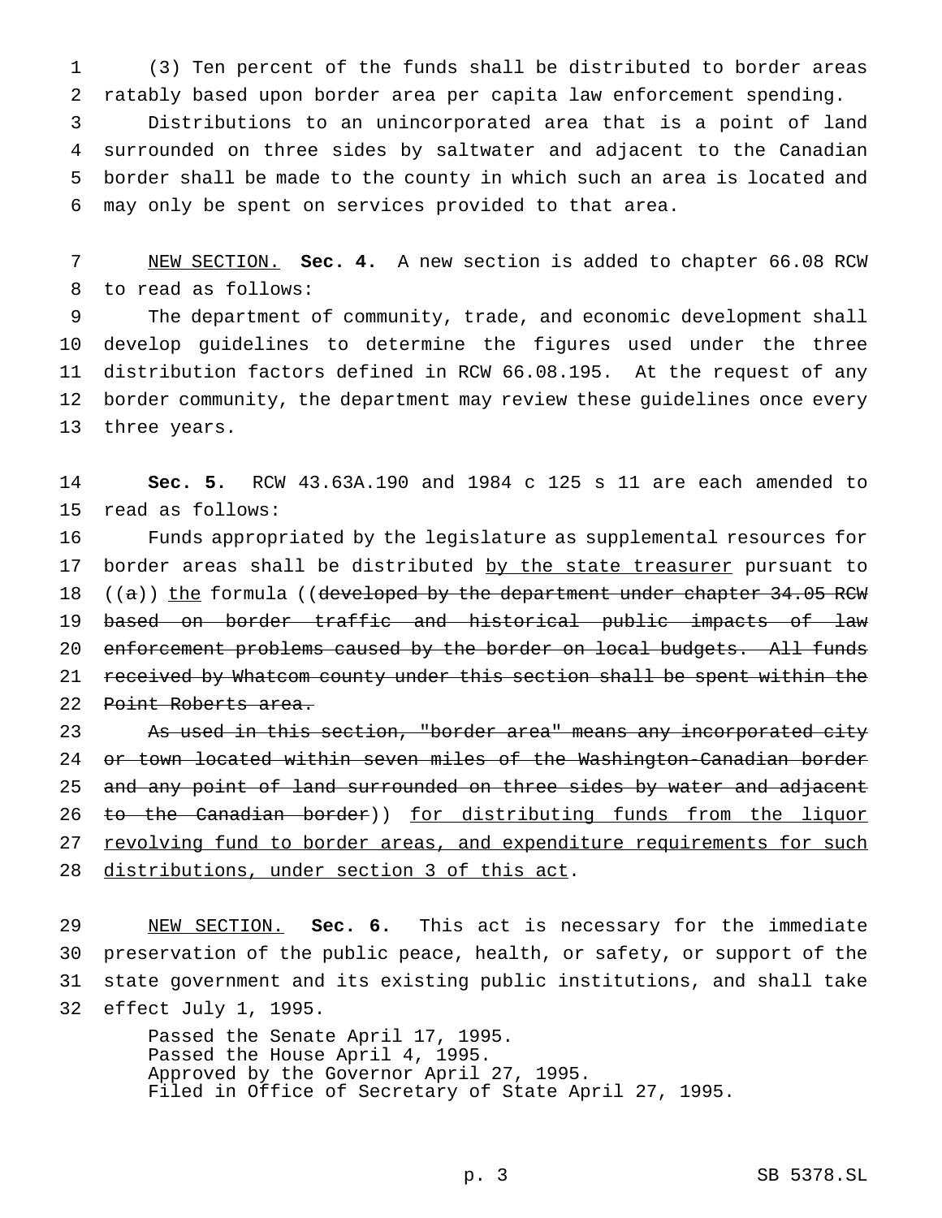(3) Ten percent of the funds shall be distributed to border areas ratably based upon border area per capita law enforcement spending.

Distributions to an unincorporated area that is a point of land surrounded on three sides by saltwater and adjacent to the Canadian border shall be made to the county in which such an area is located and may only be spent on services provided to that area.

NEW SECTION. **Sec. 4.** A new section is added to chapter 66.08 RCW to read as follows:

The department of community, trade, and economic development shall develop guidelines to determine the figures used under the three distribution factors defined in RCW 66.08.195. At the request of any border community, the department may review these guidelines once every three years.

**Sec. 5.** RCW 43.63A.190 and 1984 c 125 s 11 are each amended to read as follows:

Funds appropriated by the legislature as supplemental resources for border areas shall be distributed by the state treasurer pursuant to ((~~a~~)) the formula ((~~developed by the department under chapter 34.05 RCW based on border traffic and historical public impacts of law enforcement problems caused by the border on local budgets. All funds received by Whatcom county under this section shall be spent within the Point Roberts area.~~

~~As used in this section, "border area" means any incorporated city or town located within seven miles of the Washington-Canadian border and any point of land surrounded on three sides by water and adjacent to the Canadian border~~)) for distributing funds from the liquor revolving fund to border areas, and expenditure requirements for such distributions, under section 3 of this act.

NEW SECTION. **Sec. 6.** This act is necessary for the immediate preservation of the public peace, health, or safety, or support of the state government and its existing public institutions, and shall take effect July 1, 1995.

Passed the Senate April 17, 1995.
Passed the House April 4, 1995.
Approved by the Governor April 27, 1995.
Filed in Office of Secretary of State April 27, 1995.